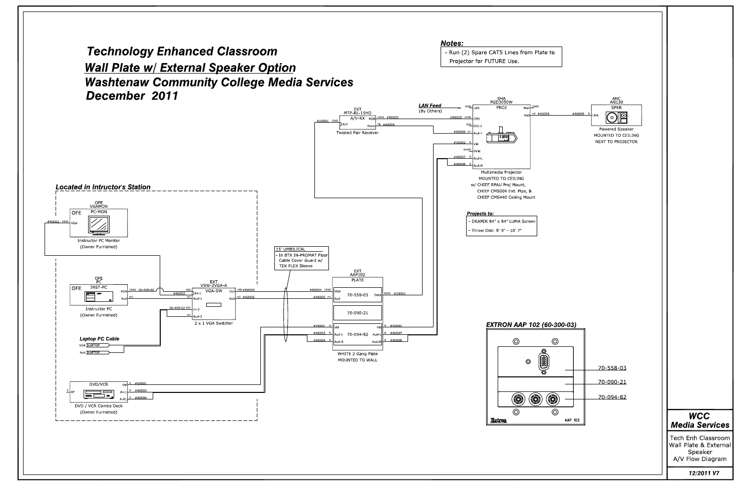# Technology Enhanced Classroom

## Wall Plate w/ External Speaker Option

## Washtenaw Community College Media Services

## December 2011

**Notes:**

- Run (2) Spare CAT5 Lines from Plate to Projector for FUTURE Use.

EXT
MTP-RL-15HD
A/V-RX

#D0001 RJ45 A/V
RGB 15HD #R0005
Mono TB #A0006

Twisted Pair Receiver

**LAN Feed**
(By Others)

SHA
PGD3050W
PROJ

RJ45 LAN
#R0005 15HD CPU
DVI DVI-I
#A0006 mJ Aud-I
#V0002 R Vid
4MDIN SVid
#A0007 R Aud-L
#A0008 R Aud-R
Mon 15HD
Aud mJ #A0009

Multimedia Projector
MOUNTED TO CEILING
w/ CHIEF RPAU Proj Mount,
CHIEF CMS006 Ext. Pipe, &
CHIEF CMS440 Ceiling Mount

ANC
AN130
SPKR

#A0009 R Line

Powered Speaker
MOUNTED TO CEILING
NEXT TO PROJECTOR

**Projects to:**

- DRAPER 84" x 84" LUMA Screen
- Throw Dist: 8' 9" - 10' 7"

***Located in Intructor's Station***

OFE
VGAMON
PC-MON

#R0002 15HD VGA

Instructor PC Monitor
(Owner Furnished)

OFE
PC
INST-PC

VGA 15HD 26-409-02
Aud mJ

Instructor PC
(Owner Furnished)

EXT
VSW-2VGA-A
VGA-SW

15D In-1 #R0002
mJ Aud-1
15D In-2 26-409-02
mJ Aud-2
Out 15D #R0004
Aud mJ #A0005

2 x 1 VGA Switcher

**Laptop PC Cable**

VGA LAPTOP
Aud LAPTOP

DVD/VCR

F RF
Vid R #V0001
A-L1 R #A0003
A-R1 R #A0004

DVD / VCR Combo Deck
(Owner Furnished)

15' UMBILICAL
- In BTX IN-PROMAT Floor Cable Cover Guard w/ TEK FLEX Sleeve

EXT
AAP102
PLATE

#R0004 15HD VGA
#A0005 mJ Aud
70-558-03
Data RJ45 #D0001

70-090-21

#V0001 R Vid
#A0003 R Aud-L
#A0004 R Aud-R
70-094-82
Vid R #V0002
Aud-L R #A0007
Aud-R R #A0008

WHITE 2 Gang Plate
MOUNTED TO WALL

**EXTRON AAP 102 (60-300-03)**

- 70-558-03
- 70-090-21
- 70-094-82

Extron AAP 102

**WCC Media Services**

Tech Enh Classroom Wall Plate & External Speaker A/V Flow Diagram

12/2011 V7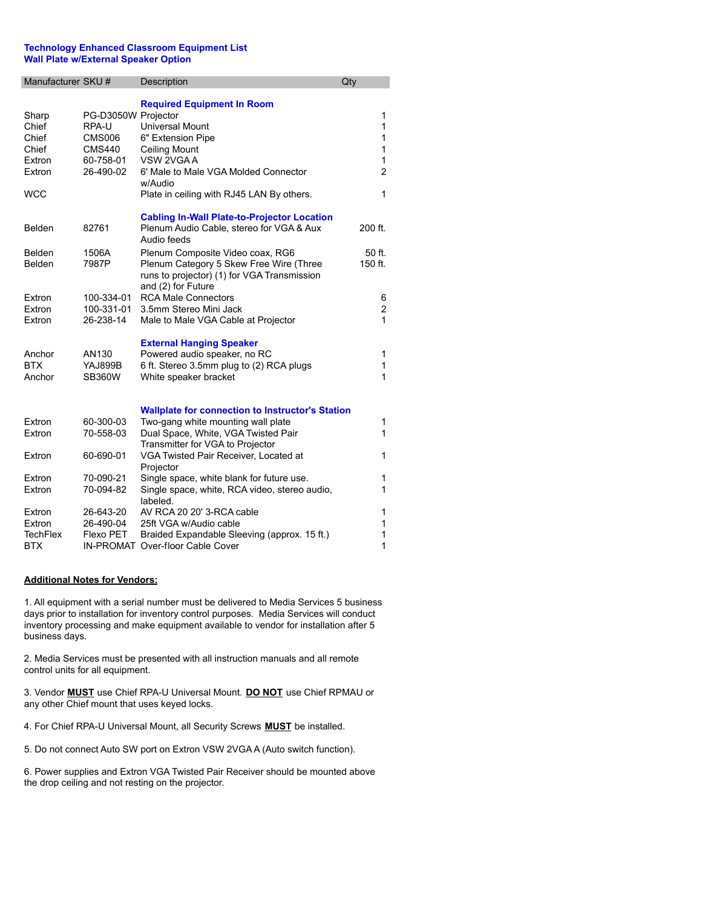**Technology Enhanced Classroom Equipment List**
**Wall Plate w/External Speaker Option**

| Manufacturer | SKU # | Description | Qty |
|---|---|---|---|
| | | **Required Equipment In Room** | |
| Sharp | PG-D3050W | Projector | 1 |
| Chief | RPA-U | Universal Mount | 1 |
| Chief | CMS006 | 6" Extension Pipe | 1 |
| Chief | CMS440 | Ceiling Mount | 1 |
| Extron | 60-758-01 | VSW 2VGA A | 1 |
| Extron | 26-490-02 | 6' Male to Male VGA Molded Connector w/Audio | 2 |
| WCC | | Plate in ceiling with RJ45 LAN By others. | 1 |
| | | **Cabling In-Wall Plate-to-Projector Location** | |
| Belden | 82761 | Plenum Audio Cable, stereo for VGA & Aux Audio feeds | 200 ft. |
| Belden | 1506A | Plenum Composite Video coax, RG6 | 50 ft. |
| Belden | 7987P | Plenum Category 5 Skew Free Wire (Three runs to projector) (1) for VGA Transmission and (2) for Future | 150 ft. |
| Extron | 100-334-01 | RCA Male Connectors | 6 |
| Extron | 100-331-01 | 3.5mm Stereo Mini Jack | 2 |
| Extron | 26-238-14 | Male to Male VGA Cable at Projector | 1 |
| | | **External Hanging Speaker** | |
| Anchor | AN130 | Powered audio speaker, no RC | 1 |
| BTX | YAJ899B | 6 ft. Stereo 3.5mm plug to (2) RCA plugs | 1 |
| Anchor | SB360W | White speaker bracket | 1 |
| | | **Wallplate for connection to Instructor's Station** | |
| Extron | 60-300-03 | Two-gang white mounting wall plate | 1 |
| Extron | 70-558-03 | Dual Space, White, VGA Twisted Pair Transmitter for VGA to Projector | 1 |
| Extron | 60-690-01 | VGA Twisted Pair Receiver, Located at Projector | 1 |
| Extron | 70-090-21 | Single space, white blank for future use. | 1 |
| Extron | 70-094-82 | Single space, white, RCA video, stereo audio, labeled. | 1 |
| Extron | 26-643-20 | AV RCA 20 20' 3-RCA cable | 1 |
| Extron | 26-490-04 | 25ft VGA w/Audio cable | 1 |
| TechFlex | Flexo PET | Braided Expandable Sleeving (approx. 15 ft.) | 1 |
| BTX | IN-PROMAT | Over-floor Cable Cover | 1 |

**Additional Notes for Vendors:**

1. All equipment with a serial number must be delivered to Media Services 5 business days prior to installation for inventory control purposes. Media Services will conduct inventory processing and make equipment available to vendor for installation after 5 business days.

2. Media Services must be presented with all instruction manuals and all remote control units for all equipment.

3. Vendor **MUST** use Chief RPA-U Universal Mount. **DO NOT** use Chief RPMAU or any other Chief mount that uses keyed locks.

4. For Chief RPA-U Universal Mount, all Security Screws **MUST** be installed.

5. Do not connect Auto SW port on Extron VSW 2VGA A (Auto switch function).

6. Power supplies and Extron VGA Twisted Pair Receiver should be mounted above the drop ceiling and not resting on the projector.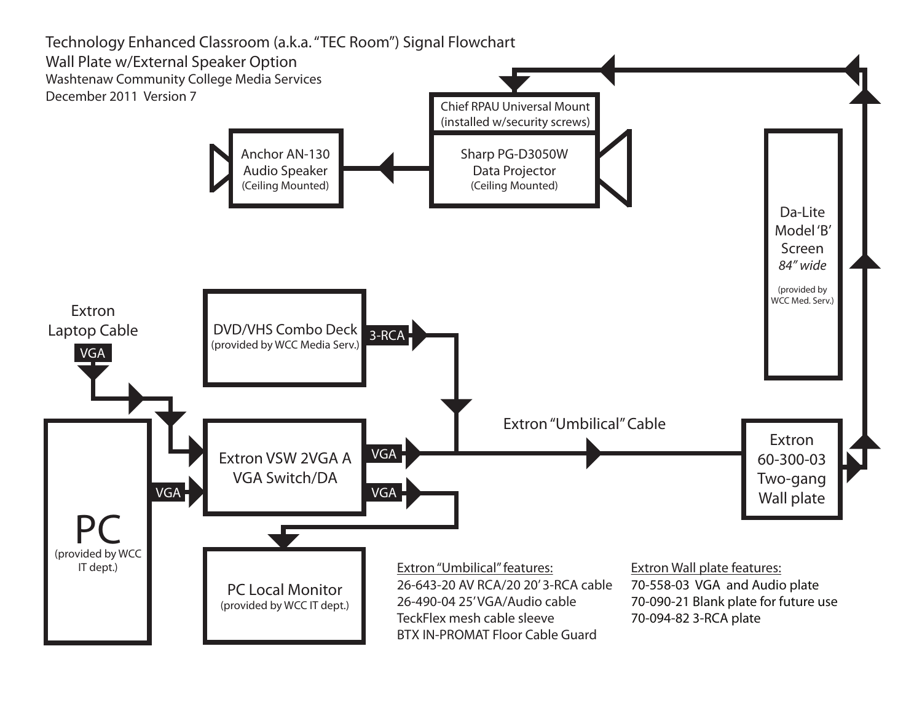Technology Enhanced Classroom (a.k.a. "TEC Room") Signal Flowchart
Wall Plate w/External Speaker Option
Washtenaw Community College Media Services
December 2011 Version 7

Chief RPAU Universal Mount
(installed w/security screws)

Anchor AN-130
Audio Speaker
(Ceiling Mounted)

Sharp PG-D3050W
Data Projector
(Ceiling Mounted)

Da-Lite
Model 'B'
Screen
*84" wide*
(provided by WCC Med. Serv.)

Extron
Laptop Cable
VGA

DVD/VHS Combo Deck
(provided by WCC Media Serv.)
3-RCA

Extron "Umbilical" Cable

PC
(provided by WCC IT dept.)

VGA

Extron VSW 2VGA A
VGA Switch/DA

VGA

VGA

Extron
60-300-03
Two-gang
Wall plate

PC Local Monitor
(provided by WCC IT dept.)

Extron "Umbilical" features:
26-643-20 AV RCA/20 20' 3-RCA cable
26-490-04 25' VGA/Audio cable
TeckFlex mesh cable sleeve
BTX IN-PROMAT Floor Cable Guard

Extron Wall plate features:
70-558-03 VGA and Audio plate
70-090-21 Blank plate for future use
70-094-82 3-RCA plate